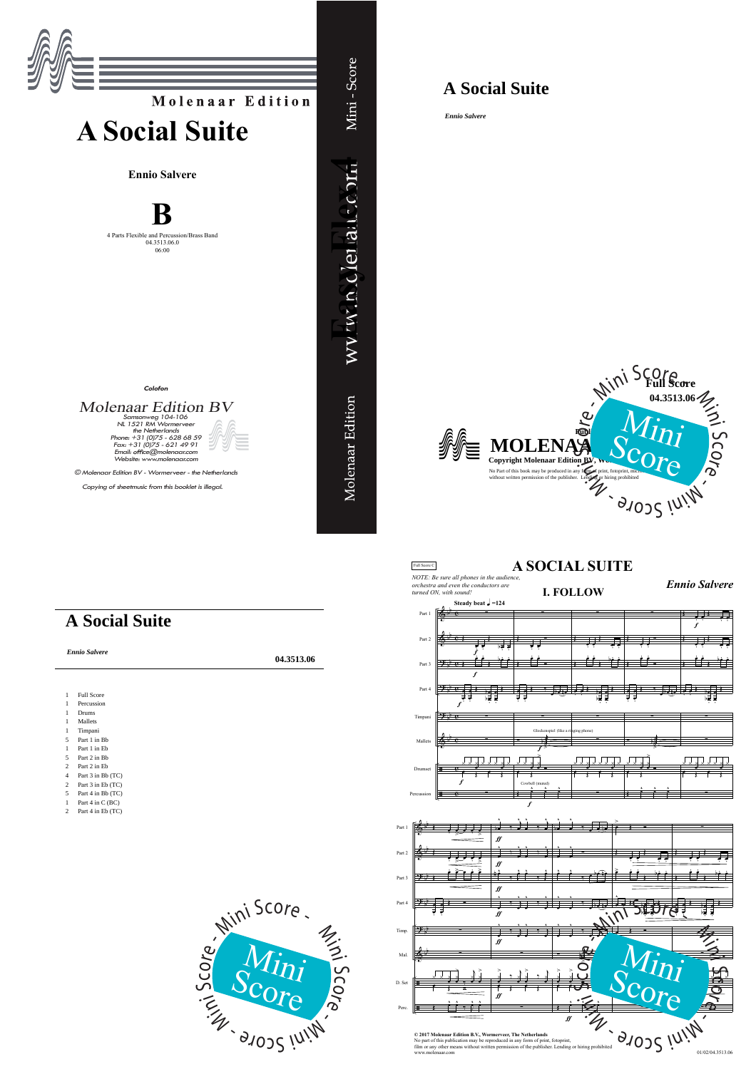Molenaar Edition

# A Social Suite

**Ennio Salvere**

# B

4 Parts Flexible and Percussion/Brass Band
04.3513.06.0
06:00

Mini - Score

Easy Flex 4

www.molenaar.com

Molenaar Edition

*Colofon*

Molenaar Edition BV
Samsonweg 104-106
NL 1521 RM Wormerveer
the Netherlands
Phone: +31 (0)75 - 628 68 59
Fax: +31 (0)75 - 621 49 91
Email: office@molenaar.com
Website: www.molenaar.com

© Molenaar Edition BV - Wormerveer - the Netherlands

Copying of sheetmusic from this booklet is illegal.

# A Social Suite

*Ennio Salvere*

Full Score
04.3513.06

MOLENAAR
Copyright Molenaar Edition BV, Wormerveer

No Part of this book may be produced in any form of print, fotoprint, microfilm without written permission of the publisher. Lending or hiring prohibited

# A Social Suite

*Ennio Salvere*

**04.3513.06**

- 1 Full Score
- 1 Percussion
- 1 Drums
- 1 Mallets
- 1 Timpani
- 5 Part 1 in Bb
- 1 Part 1 in Eb
- 5 Part 2 in Bb
- 2 Part 2 in Eb
- 4 Part 3 in Bb (TC)
- 2 Part 3 in Eb (TC)
- 5 Part 4 in Bb (TC)
- 1 Part 4 in C (BC)
- 2 Part 4 in Eb (TC)

Full Score C

# A SOCIAL SUITE

*NOTE: Be sure all phones in the audience, orchestra and even the conductors are turned ON, with sound!*

## I. FOLLOW

***Ennio Salvere***

© 2017 Molenaar Edition B.V., Wormerveer, The Netherlands
No part of this publication may be reproduced in any form of print, fotoprint, film or any other means without written permission of the publisher. Lending or hiring prohibited
www.molenaar.com

01/02/04.3513.06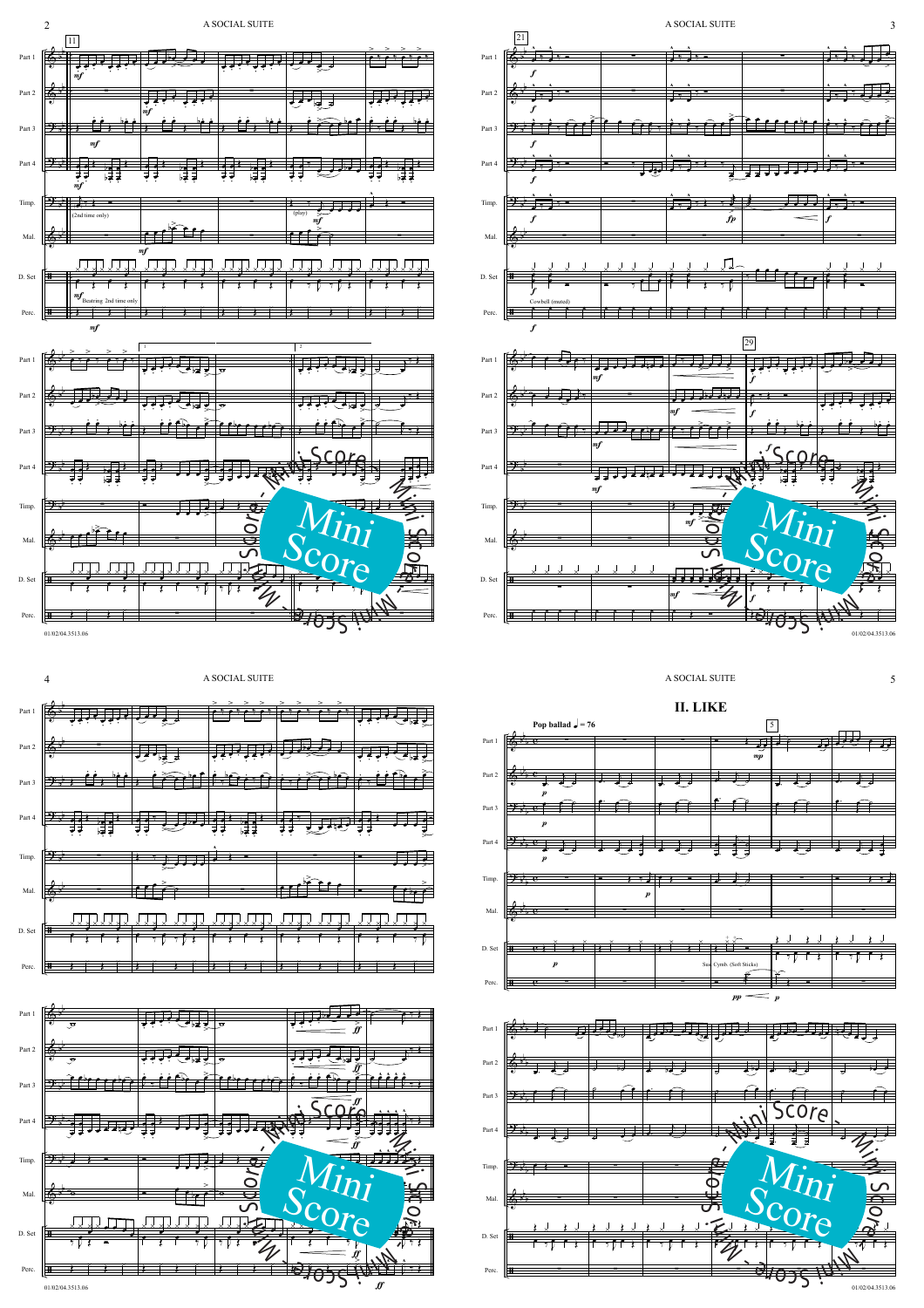## II. LIKE

Pop ballad ♩ = 76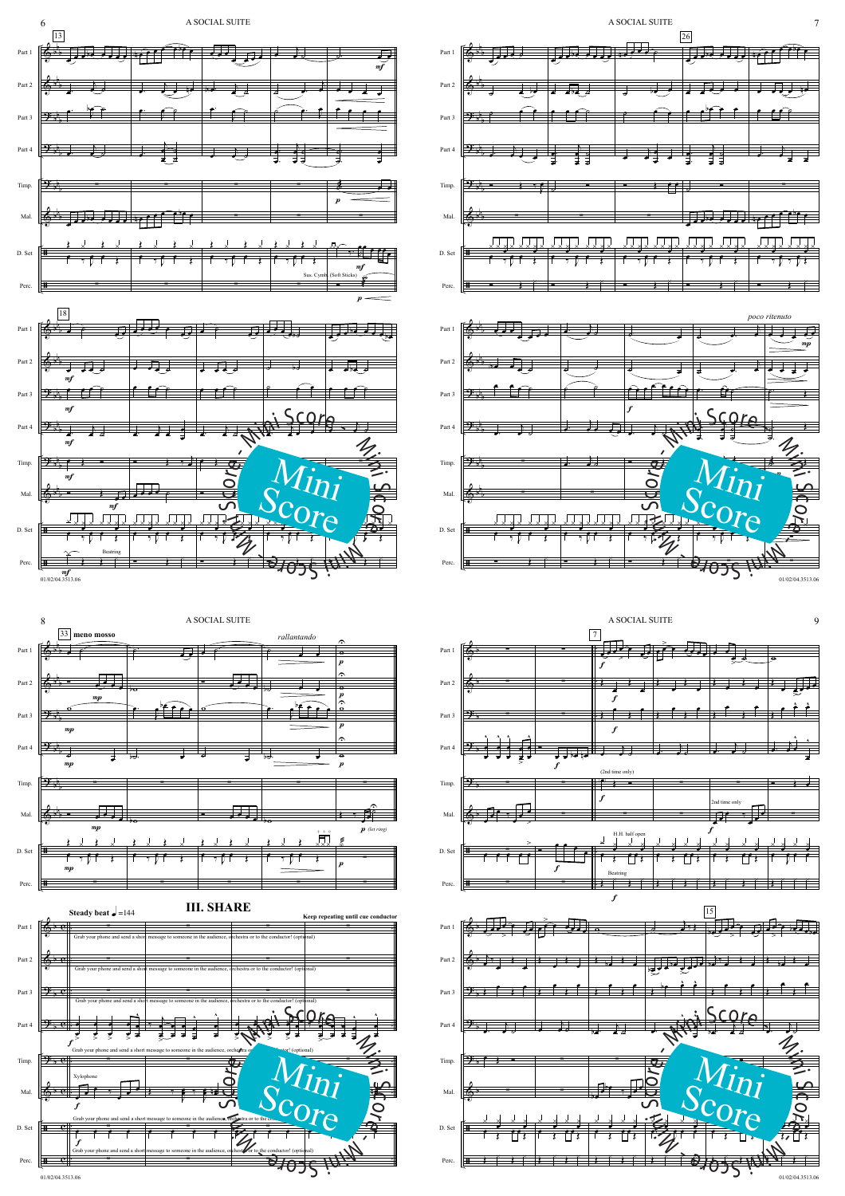## III. SHARE

Steady beat ♩=144

Keep repeating until cue conductor

Grab your phone and send a short message to someone in the audience, orchestra or to the conductor! (optional)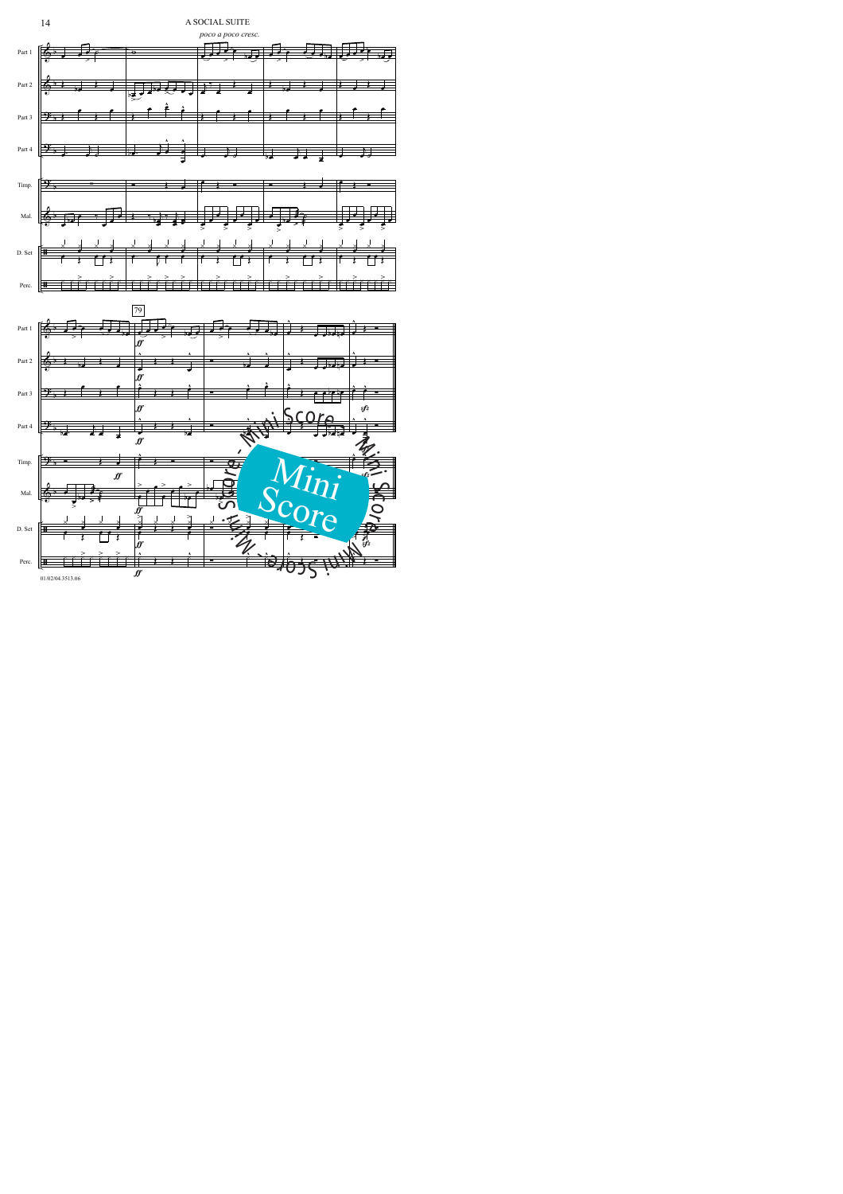poco a poco cresc.

Part 1

Part 2

Part 3

Part 4

Timp.

Mal.

D. Set

Perc.

79

ff

sfz

01/02/04.3513.06